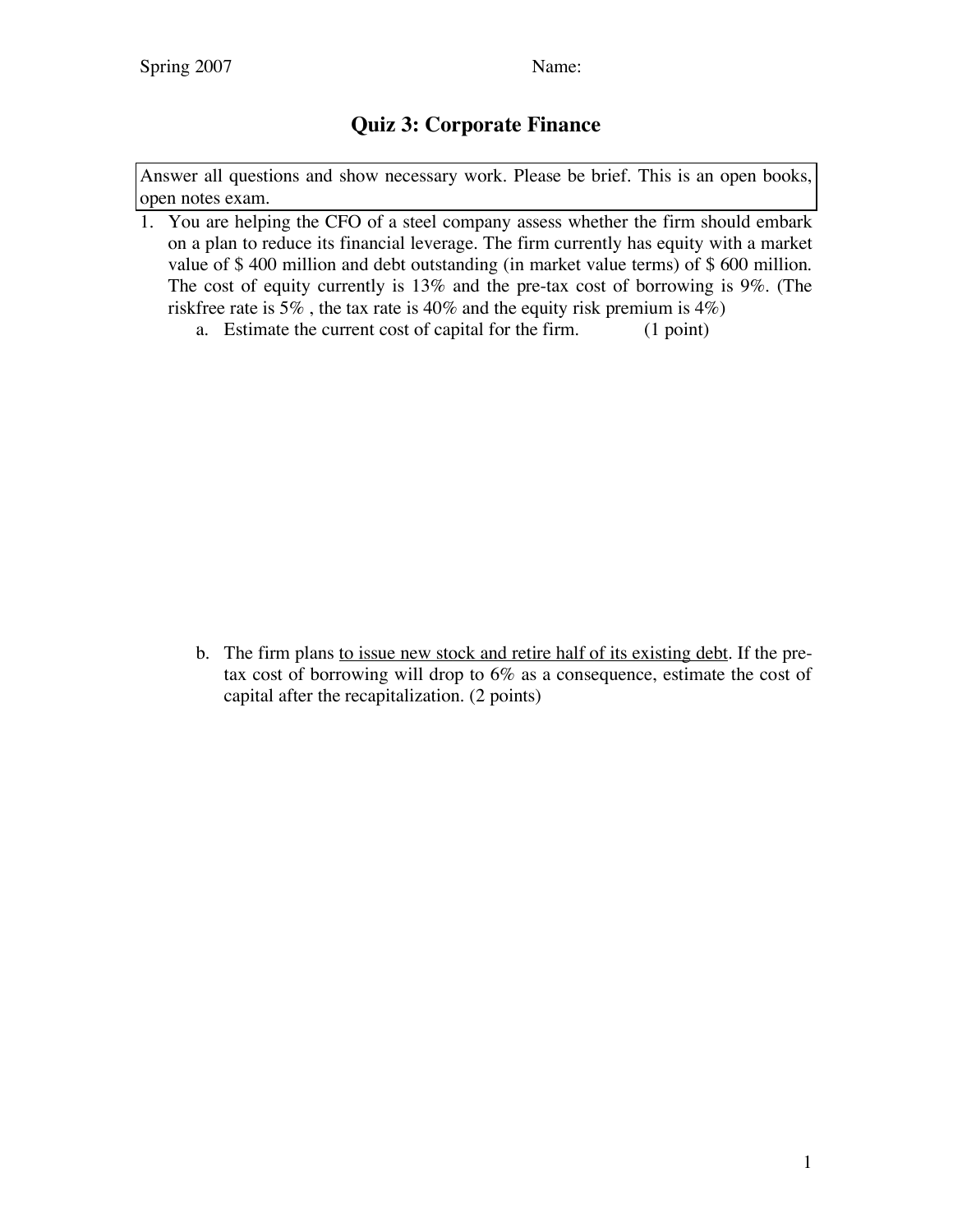Spring 2007 Name:

# Quiz 3: Corporate Finance

Answer all questions and show necessary work. Please be brief. This is an open books, open notes exam.

1. You are helping the CFO of a steel company assess whether the firm should embark on a plan to reduce its financial leverage. The firm currently has equity with a market value of $ 400 million and debt outstanding (in market value terms) of $ 600 million. The cost of equity currently is 13% and the pre-tax cost of borrowing is 9%. (The riskfree rate is 5% , the tax rate is 40% and the equity risk premium is 4%)
   a. Estimate the current cost of capital for the firm. (1 point)

   b. The firm plans <u>to issue new stock and retire half of its existing debt</u>. If the pre-tax cost of borrowing will drop to 6% as a consequence, estimate the cost of capital after the recapitalization. (2 points)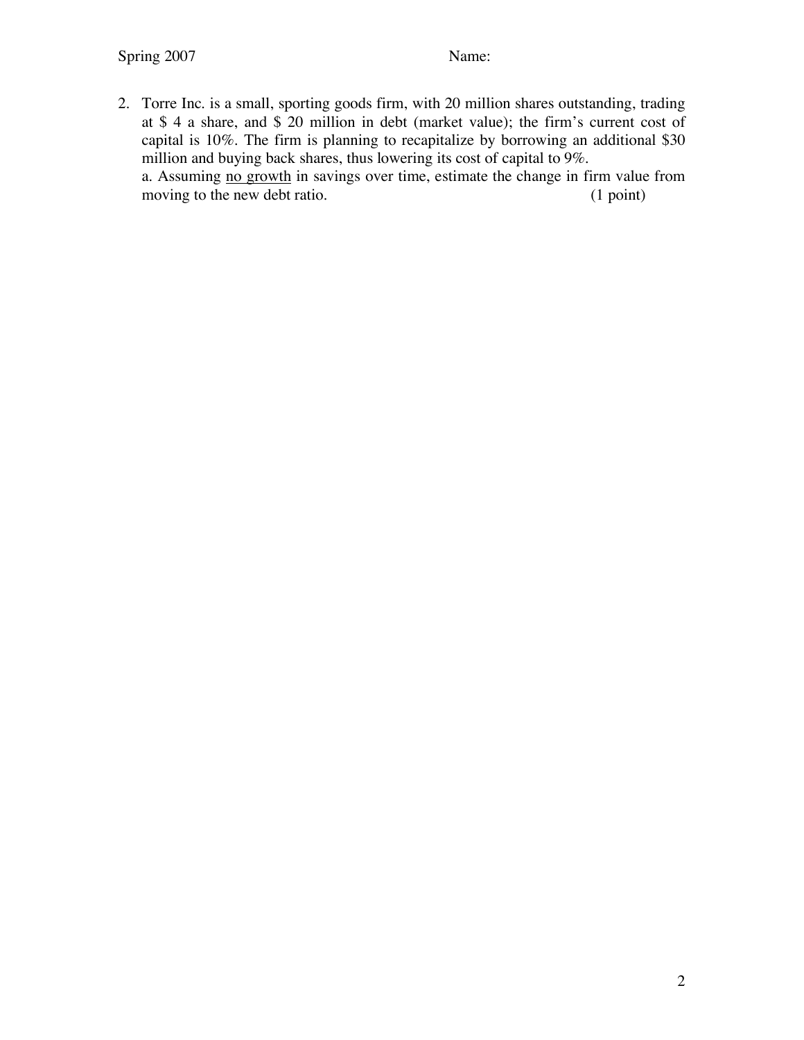2. Torre Inc. is a small, sporting goods firm, with 20 million shares outstanding, trading at $ 4 a share, and $ 20 million in debt (market value); the firm's current cost of capital is 10%. The firm is planning to recapitalize by borrowing an additional $30 million and buying back shares, thus lowering its cost of capital to 9%.

   a. Assuming <u>no growth</u> in savings over time, estimate the change in firm value from moving to the new debt ratio. (1 point)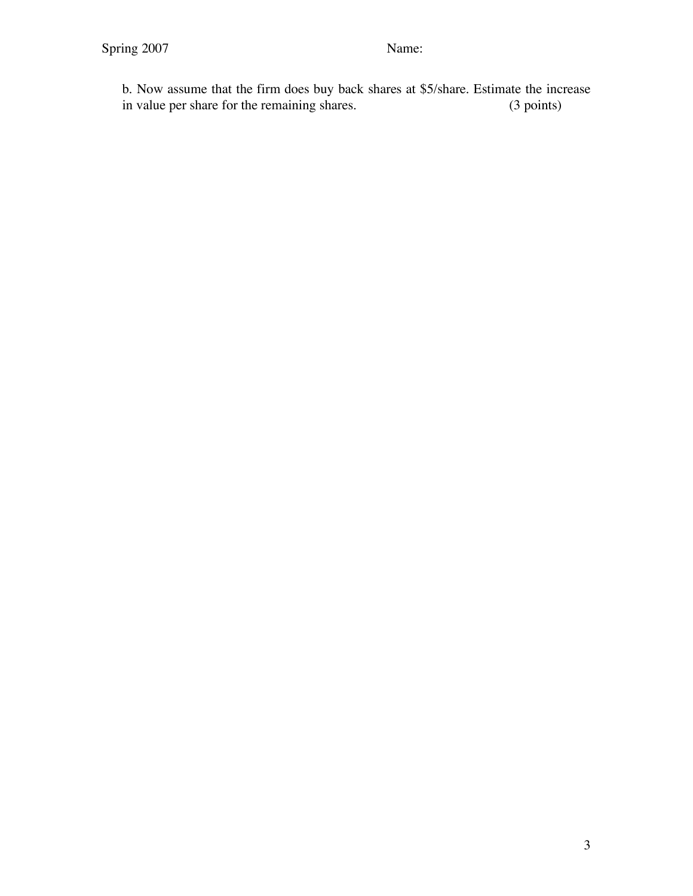b. Now assume that the firm does buy back shares at $5/share. Estimate the increase in value per share for the remaining shares. (3 points)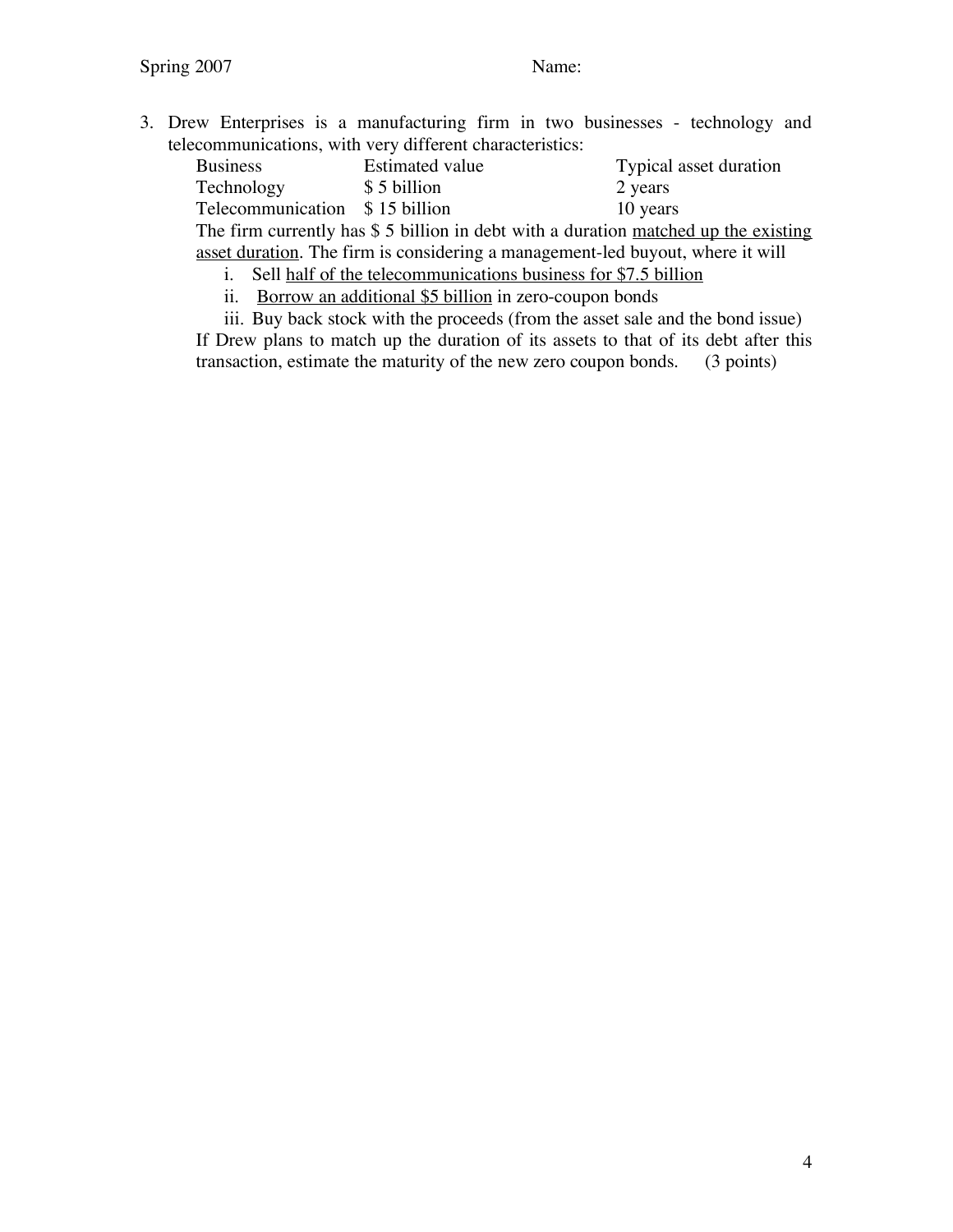3. Drew Enterprises is a manufacturing firm in two businesses - technology and telecommunications, with very different characteristics:

| Business | Estimated value | Typical asset duration |
| --- | --- | --- |
| Technology | $ 5 billion | 2 years |
| Telecommunication | $ 15 billion | 10 years |

The firm currently has $ 5 billion in debt with a duration <u>matched up the existing asset duration</u>. The firm is considering a management-led buyout, where it will

i. Sell <u>half of the telecommunications business for $7.5 billion</u>

ii. <u>Borrow an additional $5 billion</u> in zero-coupon bonds

iii. Buy back stock with the proceeds (from the asset sale and the bond issue)

If Drew plans to match up the duration of its assets to that of its debt after this transaction, estimate the maturity of the new zero coupon bonds. (3 points)